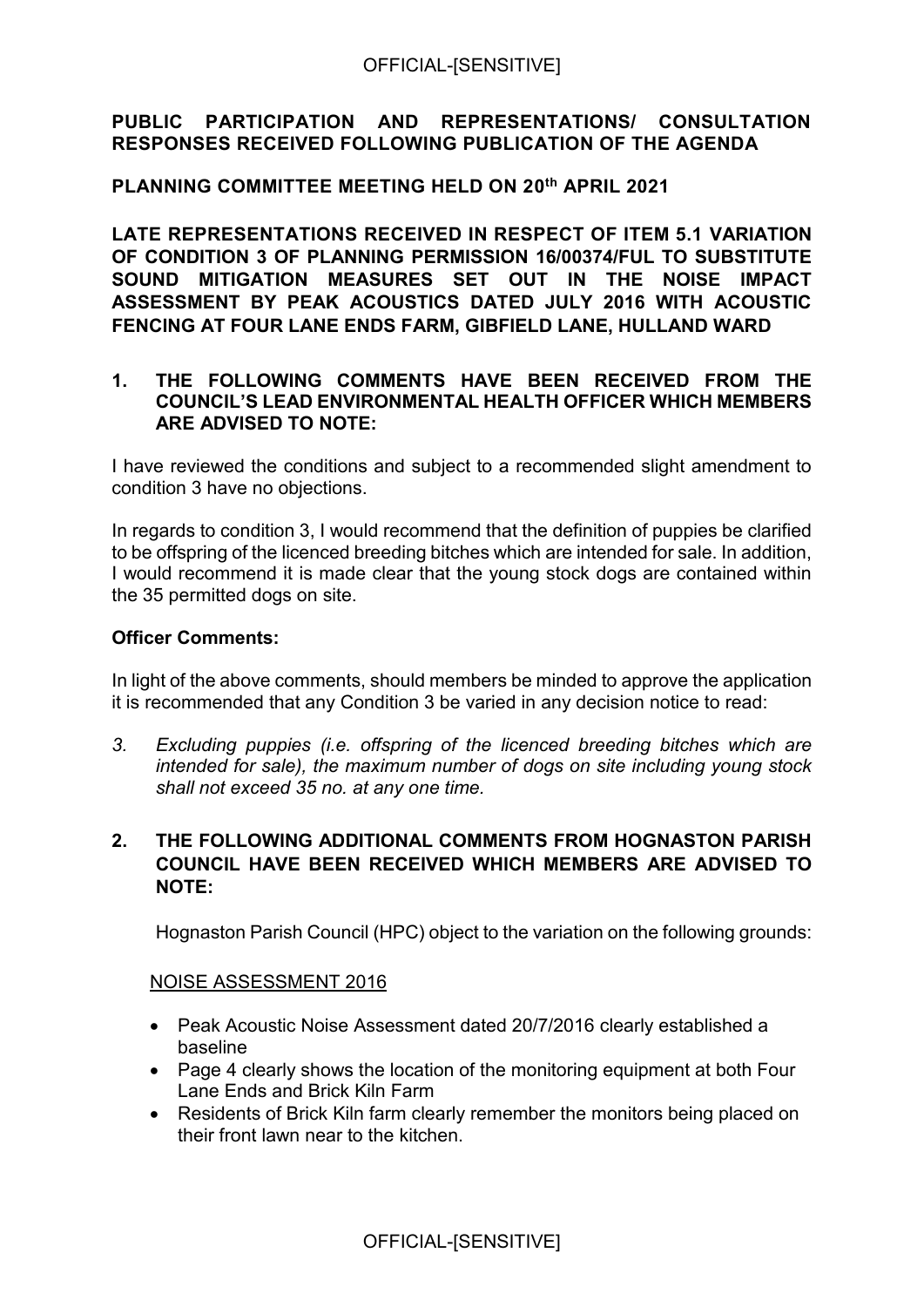**PUBLIC PARTICIPATION AND REPRESENTATIONS/ CONSULTATION RESPONSES RECEIVED FOLLOWING PUBLICATION OF THE AGENDA**

**PLANNING COMMITTEE MEETING HELD ON 20th APRIL 2021**

**LATE REPRESENTATIONS RECEIVED IN RESPECT OF ITEM 5.1 VARIATION OF CONDITION 3 OF PLANNING PERMISSION 16/00374/FUL TO SUBSTITUTE SOUND MITIGATION MEASURES SET OUT IN THE NOISE IMPACT ASSESSMENT BY PEAK ACOUSTICS DATED JULY 2016 WITH ACOUSTIC FENCING AT FOUR LANE ENDS FARM, GIBFIELD LANE, HULLAND WARD**

**1. THE FOLLOWING COMMENTS HAVE BEEN RECEIVED FROM THE COUNCIL'S LEAD ENVIRONMENTAL HEALTH OFFICER WHICH MEMBERS ARE ADVISED TO NOTE:**

I have reviewed the conditions and subject to a recommended slight amendment to condition 3 have no objections.

In regards to condition 3, I would recommend that the definition of puppies be clarified to be offspring of the licenced breeding bitches which are intended for sale. In addition, I would recommend it is made clear that the young stock dogs are contained within the 35 permitted dogs on site.

**Officer Comments:**

In light of the above comments, should members be minded to approve the application it is recommended that any Condition 3 be varied in any decision notice to read:

*3. Excluding puppies (i.e. offspring of the licenced breeding bitches which are intended for sale), the maximum number of dogs on site including young stock shall not exceed 35 no. at any one time.*

**2. THE FOLLOWING ADDITIONAL COMMENTS FROM HOGNASTON PARISH COUNCIL HAVE BEEN RECEIVED WHICH MEMBERS ARE ADVISED TO NOTE:**

Hognaston Parish Council (HPC) object to the variation on the following grounds:

<u>NOISE ASSESSMENT 2016</u>

- Peak Acoustic Noise Assessment dated 20/7/2016 clearly established a baseline
- Page 4 clearly shows the location of the monitoring equipment at both Four Lane Ends and Brick Kiln Farm
- Residents of Brick Kiln farm clearly remember the monitors being placed on their front lawn near to the kitchen.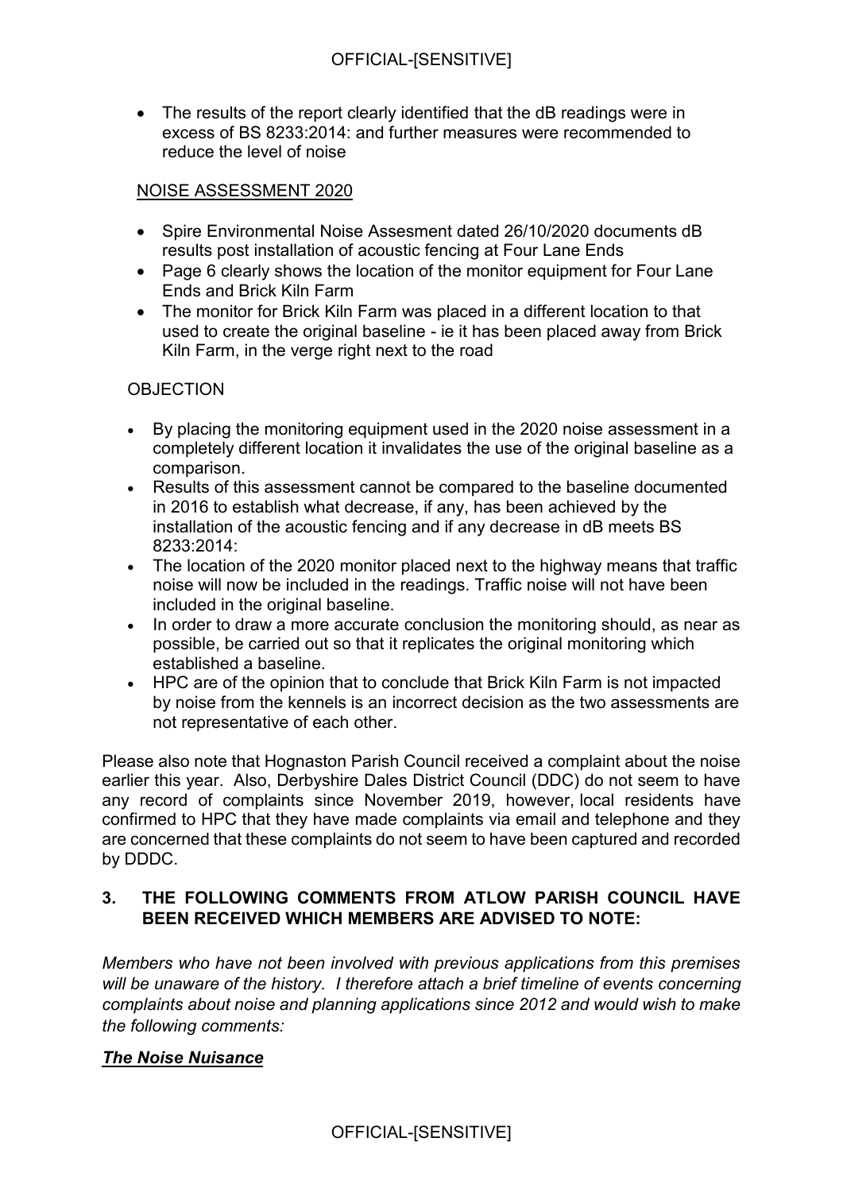- The results of the report clearly identified that the dB readings were in excess of BS 8233:2014: and further measures were recommended to reduce the level of noise

NOISE ASSESSMENT 2020

- Spire Environmental Noise Assesment dated 26/10/2020 documents dB results post installation of acoustic fencing at Four Lane Ends
- Page 6 clearly shows the location of the monitor equipment for Four Lane Ends and Brick Kiln Farm
- The monitor for Brick Kiln Farm was placed in a different location to that used to create the original baseline - ie it has been placed away from Brick Kiln Farm, in the verge right next to the road

OBJECTION

- By placing the monitoring equipment used in the 2020 noise assessment in a completely different location it invalidates the use of the original baseline as a comparison.
- Results of this assessment cannot be compared to the baseline documented in 2016 to establish what decrease, if any, has been achieved by the installation of the acoustic fencing and if any decrease in dB meets BS 8233:2014:
- The location of the 2020 monitor placed next to the highway means that traffic noise will now be included in the readings. Traffic noise will not have been included in the original baseline.
- In order to draw a more accurate conclusion the monitoring should, as near as possible, be carried out so that it replicates the original monitoring which established a baseline.
- HPC are of the opinion that to conclude that Brick Kiln Farm is not impacted by noise from the kennels is an incorrect decision as the two assessments are not representative of each other.

Please also note that Hognaston Parish Council received a complaint about the noise earlier this year. Also, Derbyshire Dales District Council (DDC) do not seem to have any record of complaints since November 2019, however, local residents have confirmed to HPC that they have made complaints via email and telephone and they are concerned that these complaints do not seem to have been captured and recorded by DDDC.

## 3. THE FOLLOWING COMMENTS FROM ATLOW PARISH COUNCIL HAVE BEEN RECEIVED WHICH MEMBERS ARE ADVISED TO NOTE:

*Members who have not been involved with previous applications from this premises will be unaware of the history. I therefore attach a brief timeline of events concerning complaints about noise and planning applications since 2012 and would wish to make the following comments:*

***The Noise Nuisance***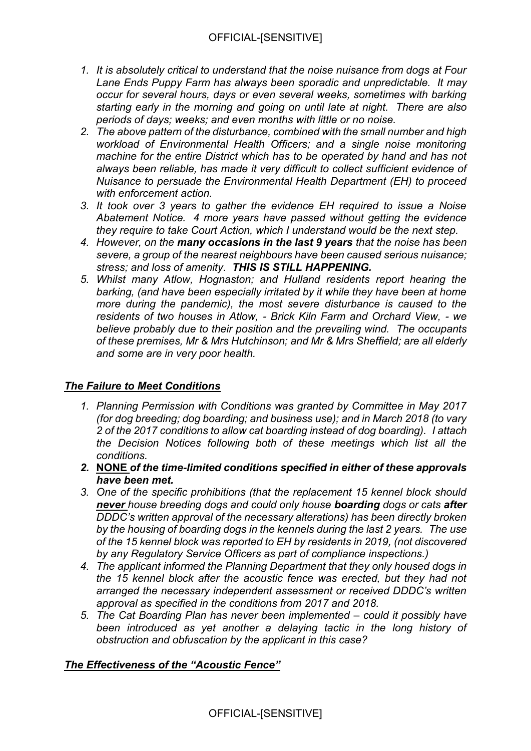1. *It is absolutely critical to understand that the noise nuisance from dogs at Four Lane Ends Puppy Farm has always been sporadic and unpredictable. It may occur for several hours, days or even several weeks, sometimes with barking starting early in the morning and going on until late at night. There are also periods of days; weeks; and even months with little or no noise.*
2. *The above pattern of the disturbance, combined with the small number and high workload of Environmental Health Officers; and a single noise monitoring machine for the entire District which has to be operated by hand and has not always been reliable, has made it very difficult to collect sufficient evidence of Nuisance to persuade the Environmental Health Department (EH) to proceed with enforcement action.*
3. *It took over 3 years to gather the evidence EH required to issue a Noise Abatement Notice. 4 more years have passed without getting the evidence they require to take Court Action, which I understand would be the next step.*
4. *However, on the **many occasions in the last 9 years** that the noise has been severe, a group of the nearest neighbours have been caused serious nuisance; stress; and loss of amenity. **THIS IS STILL HAPPENING.***
5. *Whilst many Atlow, Hognaston; and Hulland residents report hearing the barking, (and have been especially irritated by it while they have been at home more during the pandemic), the most severe disturbance is caused to the residents of two houses in Atlow, - Brick Kiln Farm and Orchard View, - we believe probably due to their position and the prevailing wind. The occupants of these premises, Mr & Mrs Hutchinson; and Mr & Mrs Sheffield; are all elderly and some are in very poor health.*

## ***The Failure to Meet Conditions***

1. *Planning Permission with Conditions was granted by Committee in May 2017 (for dog breeding; dog boarding; and business use); and in March 2018 (to vary 2 of the 2017 conditions to allow cat boarding instead of dog boarding). I attach the Decision Notices following both of these meetings which list all the conditions.*
2. ***NONE of the time-limited conditions specified in either of these approvals have been met.***
3. *One of the specific prohibitions (that the replacement 15 kennel block should **never** house breeding dogs and could only house **boarding** dogs or cats **after** DDDC's written approval of the necessary alterations) has been directly broken by the housing of boarding dogs in the kennels during the last 2 years. The use of the 15 kennel block was reported to EH by residents in 2019, (not discovered by any Regulatory Service Officers as part of compliance inspections.)*
4. *The applicant informed the Planning Department that they only housed dogs in the 15 kennel block after the acoustic fence was erected, but they had not arranged the necessary independent assessment or received DDDC's written approval as specified in the conditions from 2017 and 2018.*
5. *The Cat Boarding Plan has never been implemented – could it possibly have been introduced as yet another a delaying tactic in the long history of obstruction and obfuscation by the applicant in this case?*

## ***The Effectiveness of the "Acoustic Fence"***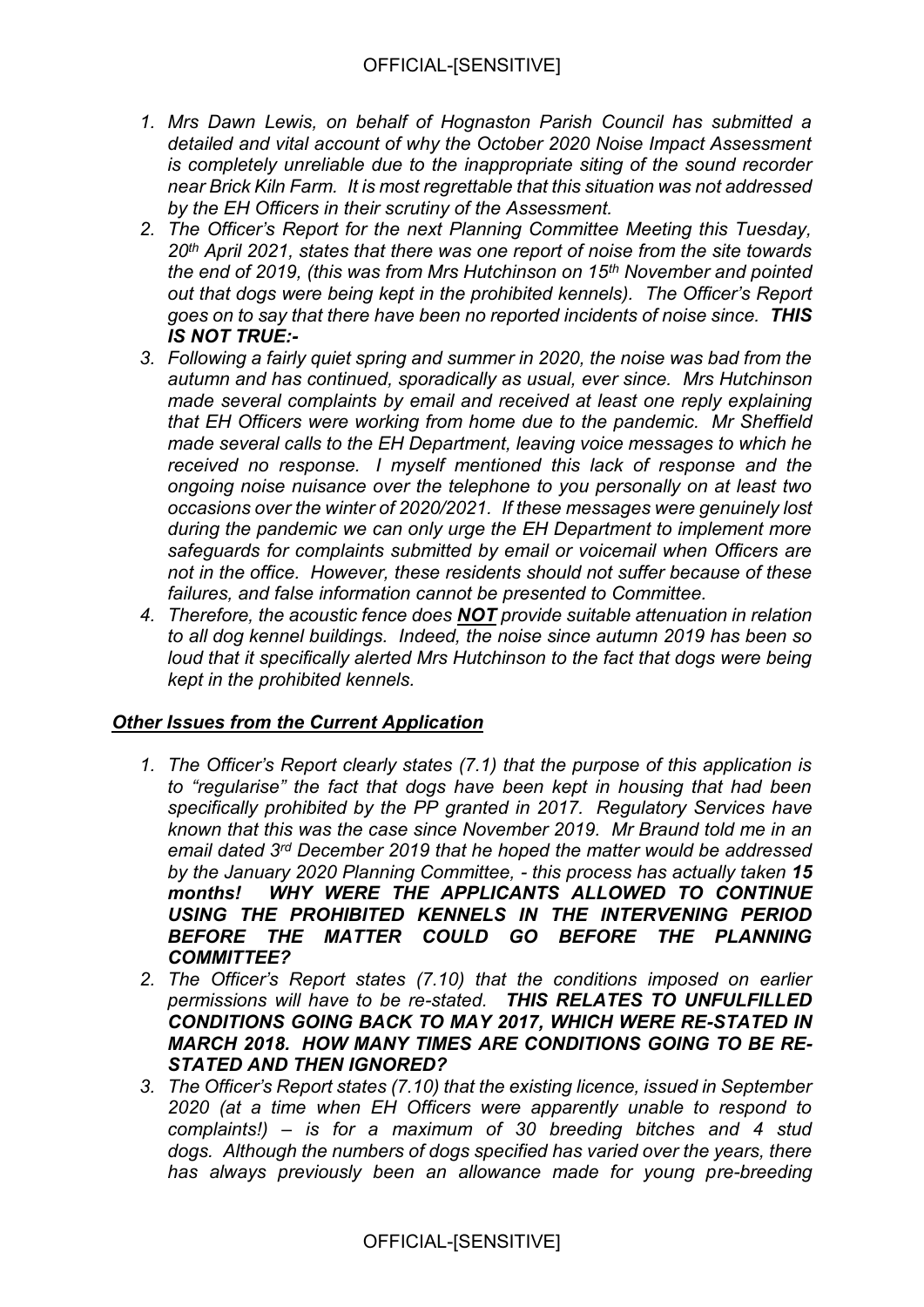1. *Mrs Dawn Lewis, on behalf of Hognaston Parish Council has submitted a detailed and vital account of why the October 2020 Noise Impact Assessment is completely unreliable due to the inappropriate siting of the sound recorder near Brick Kiln Farm. It is most regrettable that this situation was not addressed by the EH Officers in their scrutiny of the Assessment.*
2. *The Officer's Report for the next Planning Committee Meeting this Tuesday, 20th April 2021, states that there was one report of noise from the site towards the end of 2019, (this was from Mrs Hutchinson on 15th November and pointed out that dogs were being kept in the prohibited kennels). The Officer's Report goes on to say that there have been no reported incidents of noise since.* ***THIS IS NOT TRUE:-***
3. *Following a fairly quiet spring and summer in 2020, the noise was bad from the autumn and has continued, sporadically as usual, ever since. Mrs Hutchinson made several complaints by email and received at least one reply explaining that EH Officers were working from home due to the pandemic. Mr Sheffield made several calls to the EH Department, leaving voice messages to which he received no response. I myself mentioned this lack of response and the ongoing noise nuisance over the telephone to you personally on at least two occasions over the winter of 2020/2021. If these messages were genuinely lost during the pandemic we can only urge the EH Department to implement more safeguards for complaints submitted by email or voicemail when Officers are not in the office. However, these residents should not suffer because of these failures, and false information cannot be presented to Committee.*
4. *Therefore, the acoustic fence does* ***NOT*** *provide suitable attenuation in relation to all dog kennel buildings. Indeed, the noise since autumn 2019 has been so loud that it specifically alerted Mrs Hutchinson to the fact that dogs were being kept in the prohibited kennels.*

## ***Other Issues from the Current Application***

1. *The Officer's Report clearly states (7.1) that the purpose of this application is to "regularise" the fact that dogs have been kept in housing that had been specifically prohibited by the PP granted in 2017. Regulatory Services have known that this was the case since November 2019. Mr Braund told me in an email dated 3rd December 2019 that he hoped the matter would be addressed by the January 2020 Planning Committee, - this process has actually taken* ***15 months! WHY WERE THE APPLICANTS ALLOWED TO CONTINUE USING THE PROHIBITED KENNELS IN THE INTERVENING PERIOD BEFORE THE MATTER COULD GO BEFORE THE PLANNING COMMITTEE?***
2. *The Officer's Report states (7.10) that the conditions imposed on earlier permissions will have to be re-stated.* ***THIS RELATES TO UNFULFILLED CONDITIONS GOING BACK TO MAY 2017, WHICH WERE RE-STATED IN MARCH 2018. HOW MANY TIMES ARE CONDITIONS GOING TO BE RE-STATED AND THEN IGNORED?***
3. *The Officer's Report states (7.10) that the existing licence, issued in September 2020 (at a time when EH Officers were apparently unable to respond to complaints!) – is for a maximum of 30 breeding bitches and 4 stud dogs. Although the numbers of dogs specified has varied over the years, there has always previously been an allowance made for young pre-breeding*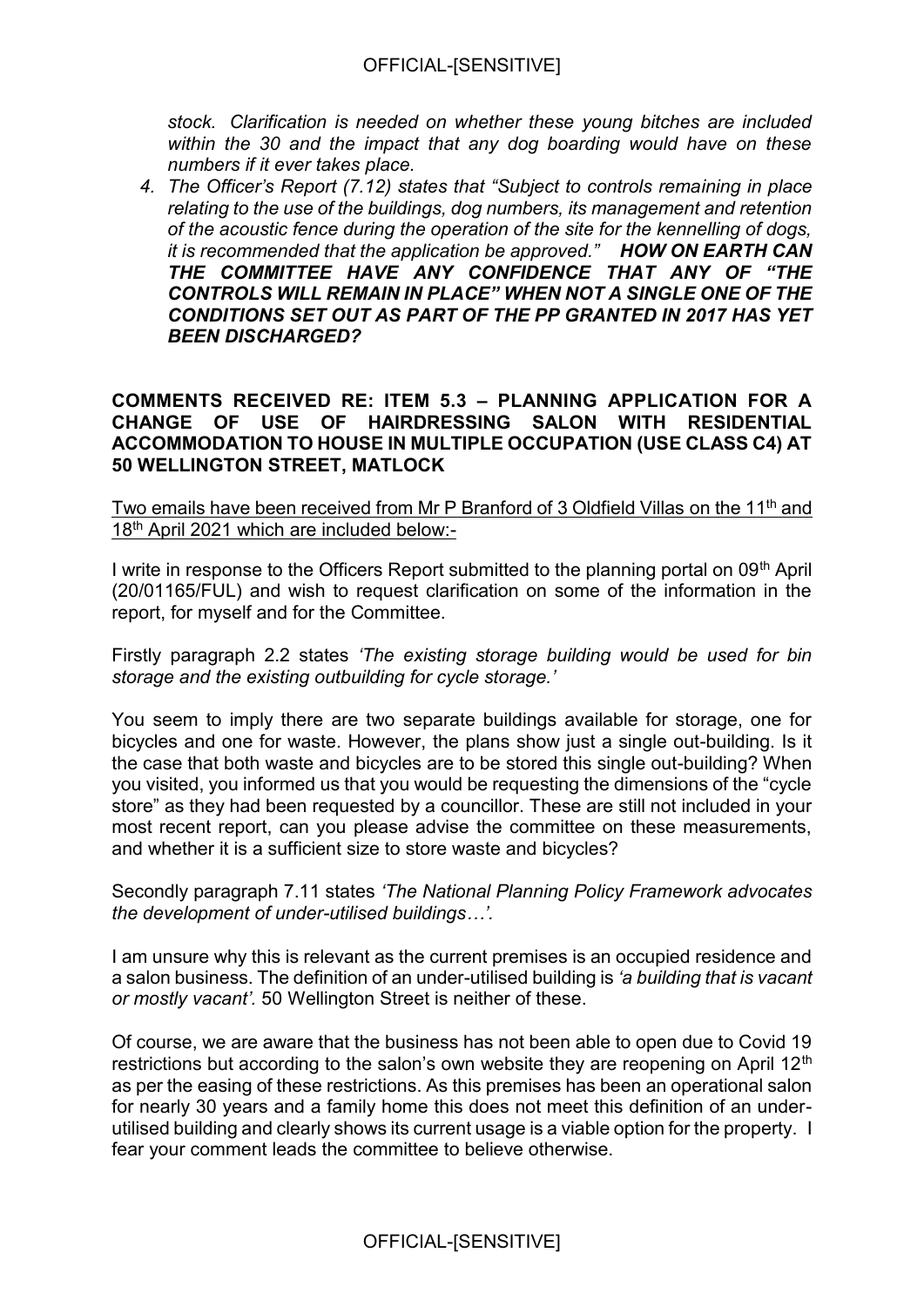*stock. Clarification is needed on whether these young bitches are included within the 30 and the impact that any dog boarding would have on these numbers if it ever takes place.*

4. *The Officer's Report (7.12) states that "Subject to controls remaining in place relating to the use of the buildings, dog numbers, its management and retention of the acoustic fence during the operation of the site for the kennelling of dogs, it is recommended that the application be approved."* ***HOW ON EARTH CAN THE COMMITTEE HAVE ANY CONFIDENCE THAT ANY OF "THE CONTROLS WILL REMAIN IN PLACE" WHEN NOT A SINGLE ONE OF THE CONDITIONS SET OUT AS PART OF THE PP GRANTED IN 2017 HAS YET BEEN DISCHARGED?***

**COMMENTS RECEIVED RE: ITEM 5.3 – PLANNING APPLICATION FOR A CHANGE OF USE OF HAIRDRESSING SALON WITH RESIDENTIAL ACCOMMODATION TO HOUSE IN MULTIPLE OCCUPATION (USE CLASS C4) AT 50 WELLINGTON STREET, MATLOCK**

Two emails have been received from Mr P Branford of 3 Oldfield Villas on the 11th and 18th April 2021 which are included below:-

I write in response to the Officers Report submitted to the planning portal on 09th April (20/01165/FUL) and wish to request clarification on some of the information in the report, for myself and for the Committee.

Firstly paragraph 2.2 states *'The existing storage building would be used for bin storage and the existing outbuilding for cycle storage.'*

You seem to imply there are two separate buildings available for storage, one for bicycles and one for waste. However, the plans show just a single out-building. Is it the case that both waste and bicycles are to be stored this single out-building? When you visited, you informed us that you would be requesting the dimensions of the "cycle store" as they had been requested by a councillor. These are still not included in your most recent report, can you please advise the committee on these measurements, and whether it is a sufficient size to store waste and bicycles?

Secondly paragraph 7.11 states *'The National Planning Policy Framework advocates the development of under-utilised buildings…'.*

I am unsure why this is relevant as the current premises is an occupied residence and a salon business. The definition of an under-utilised building is *'a building that is vacant or mostly vacant'.* 50 Wellington Street is neither of these.

Of course, we are aware that the business has not been able to open due to Covid 19 restrictions but according to the salon's own website they are reopening on April 12th as per the easing of these restrictions. As this premises has been an operational salon for nearly 30 years and a family home this does not meet this definition of an under-utilised building and clearly shows its current usage is a viable option for the property. I fear your comment leads the committee to believe otherwise.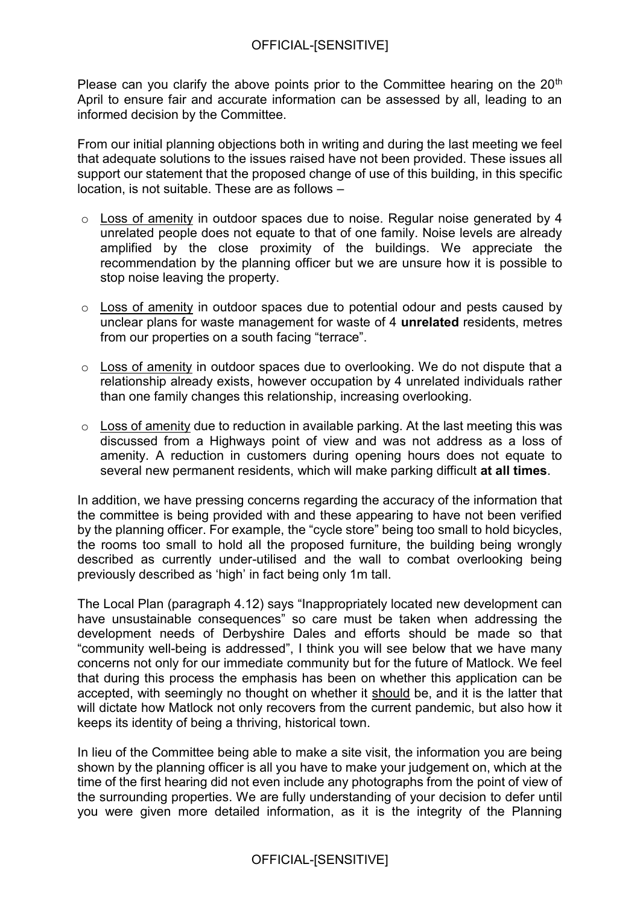Please can you clarify the above points prior to the Committee hearing on the 20th April to ensure fair and accurate information can be assessed by all, leading to an informed decision by the Committee.

From our initial planning objections both in writing and during the last meeting we feel that adequate solutions to the issues raised have not been provided. These issues all support our statement that the proposed change of use of this building, in this specific location, is not suitable. These are as follows –

- <u>Loss of amenity</u> in outdoor spaces due to noise. Regular noise generated by 4 unrelated people does not equate to that of one family. Noise levels are already amplified by the close proximity of the buildings. We appreciate the recommendation by the planning officer but we are unsure how it is possible to stop noise leaving the property.
- <u>Loss of amenity</u> in outdoor spaces due to potential odour and pests caused by unclear plans for waste management for waste of 4 **unrelated** residents, metres from our properties on a south facing "terrace".
- <u>Loss of amenity</u> in outdoor spaces due to overlooking. We do not dispute that a relationship already exists, however occupation by 4 unrelated individuals rather than one family changes this relationship, increasing overlooking.
- <u>Loss of amenity</u> due to reduction in available parking. At the last meeting this was discussed from a Highways point of view and was not address as a loss of amenity. A reduction in customers during opening hours does not equate to several new permanent residents, which will make parking difficult **at all times**.

In addition, we have pressing concerns regarding the accuracy of the information that the committee is being provided with and these appearing to have not been verified by the planning officer. For example, the "cycle store" being too small to hold bicycles, the rooms too small to hold all the proposed furniture, the building being wrongly described as currently under-utilised and the wall to combat overlooking being previously described as 'high' in fact being only 1m tall.

The Local Plan (paragraph 4.12) says "Inappropriately located new development can have unsustainable consequences" so care must be taken when addressing the development needs of Derbyshire Dales and efforts should be made so that "community well-being is addressed", I think you will see below that we have many concerns not only for our immediate community but for the future of Matlock. We feel that during this process the emphasis has been on whether this application can be accepted, with seemingly no thought on whether it <u>should</u> be, and it is the latter that will dictate how Matlock not only recovers from the current pandemic, but also how it keeps its identity of being a thriving, historical town.

In lieu of the Committee being able to make a site visit, the information you are being shown by the planning officer is all you have to make your judgement on, which at the time of the first hearing did not even include any photographs from the point of view of the surrounding properties. We are fully understanding of your decision to defer until you were given more detailed information, as it is the integrity of the Planning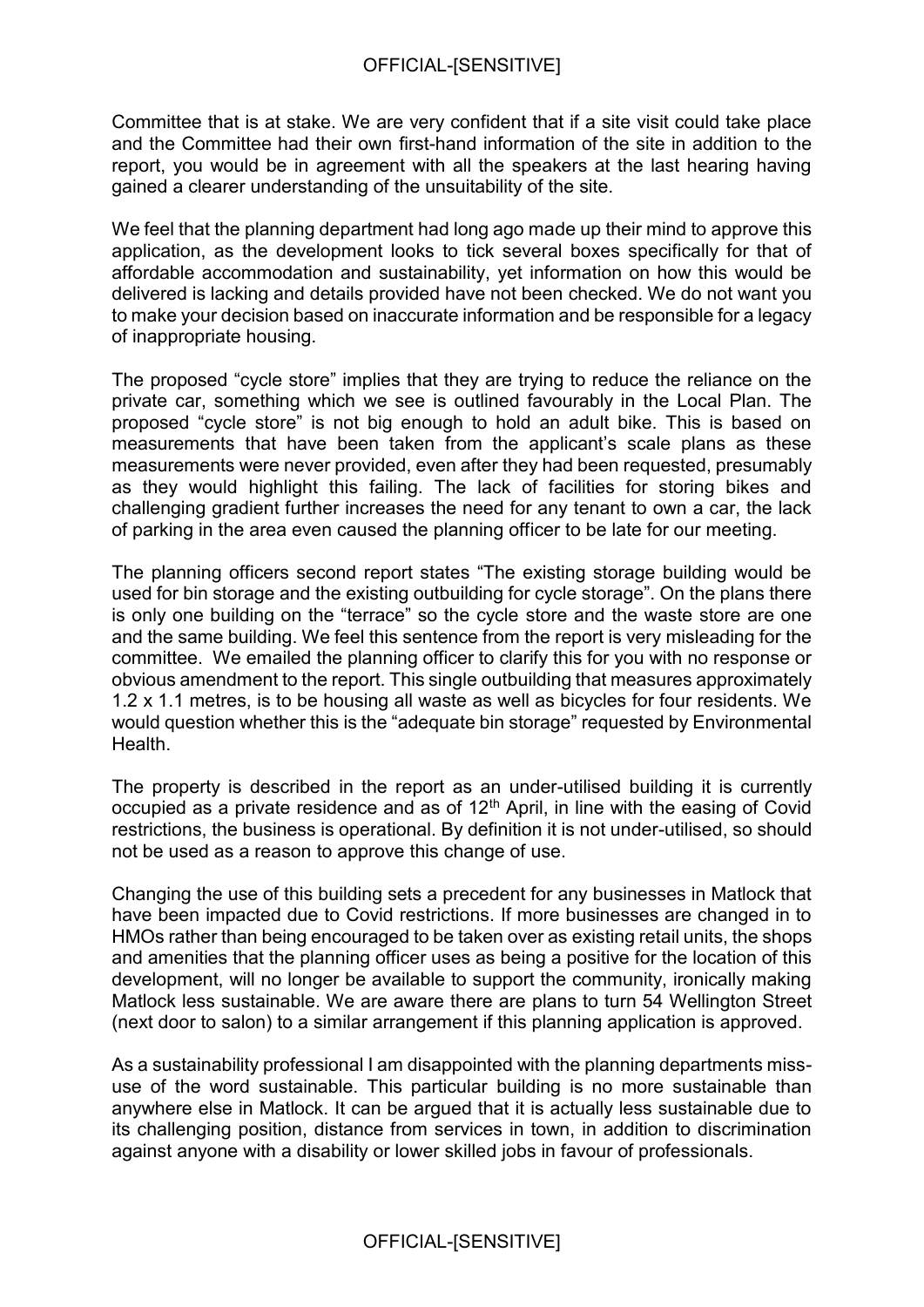Committee that is at stake. We are very confident that if a site visit could take place and the Committee had their own first-hand information of the site in addition to the report, you would be in agreement with all the speakers at the last hearing having gained a clearer understanding of the unsuitability of the site.

We feel that the planning department had long ago made up their mind to approve this application, as the development looks to tick several boxes specifically for that of affordable accommodation and sustainability, yet information on how this would be delivered is lacking and details provided have not been checked. We do not want you to make your decision based on inaccurate information and be responsible for a legacy of inappropriate housing.

The proposed "cycle store" implies that they are trying to reduce the reliance on the private car, something which we see is outlined favourably in the Local Plan. The proposed "cycle store" is not big enough to hold an adult bike. This is based on measurements that have been taken from the applicant's scale plans as these measurements were never provided, even after they had been requested, presumably as they would highlight this failing. The lack of facilities for storing bikes and challenging gradient further increases the need for any tenant to own a car, the lack of parking in the area even caused the planning officer to be late for our meeting.

The planning officers second report states "The existing storage building would be used for bin storage and the existing outbuilding for cycle storage". On the plans there is only one building on the "terrace" so the cycle store and the waste store are one and the same building. We feel this sentence from the report is very misleading for the committee. We emailed the planning officer to clarify this for you with no response or obvious amendment to the report. This single outbuilding that measures approximately 1.2 x 1.1 metres, is to be housing all waste as well as bicycles for four residents. We would question whether this is the "adequate bin storage" requested by Environmental Health.

The property is described in the report as an under-utilised building it is currently occupied as a private residence and as of 12th April, in line with the easing of Covid restrictions, the business is operational. By definition it is not under-utilised, so should not be used as a reason to approve this change of use.

Changing the use of this building sets a precedent for any businesses in Matlock that have been impacted due to Covid restrictions. If more businesses are changed in to HMOs rather than being encouraged to be taken over as existing retail units, the shops and amenities that the planning officer uses as being a positive for the location of this development, will no longer be available to support the community, ironically making Matlock less sustainable. We are aware there are plans to turn 54 Wellington Street (next door to salon) to a similar arrangement if this planning application is approved.

As a sustainability professional I am disappointed with the planning departments miss-use of the word sustainable. This particular building is no more sustainable than anywhere else in Matlock. It can be argued that it is actually less sustainable due to its challenging position, distance from services in town, in addition to discrimination against anyone with a disability or lower skilled jobs in favour of professionals.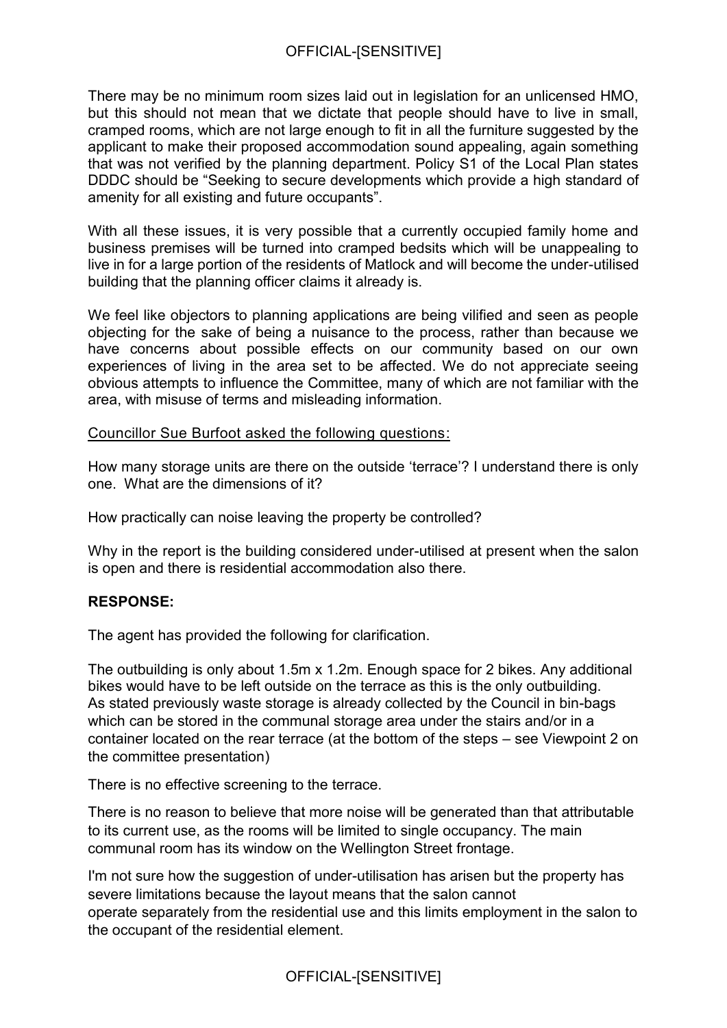There may be no minimum room sizes laid out in legislation for an unlicensed HMO, but this should not mean that we dictate that people should have to live in small, cramped rooms, which are not large enough to fit in all the furniture suggested by the applicant to make their proposed accommodation sound appealing, again something that was not verified by the planning department. Policy S1 of the Local Plan states DDDC should be "Seeking to secure developments which provide a high standard of amenity for all existing and future occupants".

With all these issues, it is very possible that a currently occupied family home and business premises will be turned into cramped bedsits which will be unappealing to live in for a large portion of the residents of Matlock and will become the under-utilised building that the planning officer claims it already is.

We feel like objectors to planning applications are being vilified and seen as people objecting for the sake of being a nuisance to the process, rather than because we have concerns about possible effects on our community based on our own experiences of living in the area set to be affected. We do not appreciate seeing obvious attempts to influence the Committee, many of which are not familiar with the area, with misuse of terms and misleading information.

Councillor Sue Burfoot asked the following questions:

How many storage units are there on the outside 'terrace'? I understand there is only one. What are the dimensions of it?

How practically can noise leaving the property be controlled?

Why in the report is the building considered under-utilised at present when the salon is open and there is residential accommodation also there.

**RESPONSE:**

The agent has provided the following for clarification.

The outbuilding is only about 1.5m x 1.2m. Enough space for 2 bikes. Any additional bikes would have to be left outside on the terrace as this is the only outbuilding. As stated previously waste storage is already collected by the Council in bin-bags which can be stored in the communal storage area under the stairs and/or in a container located on the rear terrace (at the bottom of the steps – see Viewpoint 2 on the committee presentation)

There is no effective screening to the terrace.

There is no reason to believe that more noise will be generated than that attributable to its current use, as the rooms will be limited to single occupancy. The main communal room has its window on the Wellington Street frontage.

I'm not sure how the suggestion of under-utilisation has arisen but the property has severe limitations because the layout means that the salon cannot operate separately from the residential use and this limits employment in the salon to the occupant of the residential element.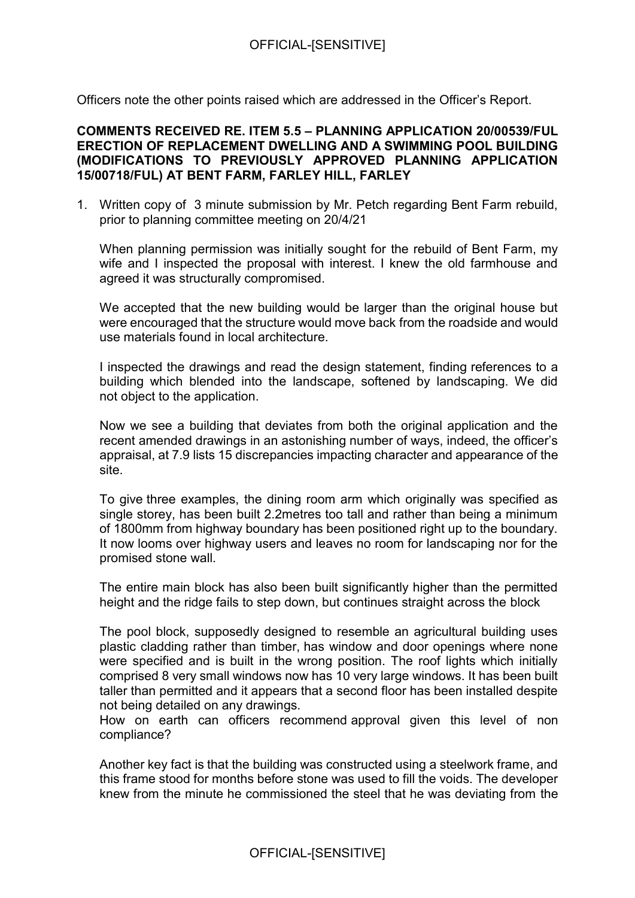Officers note the other points raised which are addressed in the Officer's Report.

**COMMENTS RECEIVED RE. ITEM 5.5 – PLANNING APPLICATION 20/00539/FUL ERECTION OF REPLACEMENT DWELLING AND A SWIMMING POOL BUILDING (MODIFICATIONS TO PREVIOUSLY APPROVED PLANNING APPLICATION 15/00718/FUL) AT BENT FARM, FARLEY HILL, FARLEY**

1. Written copy of 3 minute submission by Mr. Petch regarding Bent Farm rebuild, prior to planning committee meeting on 20/4/21

   When planning permission was initially sought for the rebuild of Bent Farm, my wife and I inspected the proposal with interest. I knew the old farmhouse and agreed it was structurally compromised.

   We accepted that the new building would be larger than the original house but were encouraged that the structure would move back from the roadside and would use materials found in local architecture.

   I inspected the drawings and read the design statement, finding references to a building which blended into the landscape, softened by landscaping. We did not object to the application.

   Now we see a building that deviates from both the original application and the recent amended drawings in an astonishing number of ways, indeed, the officer's appraisal, at 7.9 lists 15 discrepancies impacting character and appearance of the site.

   To give three examples, the dining room arm which originally was specified as single storey, has been built 2.2metres too tall and rather than being a minimum of 1800mm from highway boundary has been positioned right up to the boundary. It now looms over highway users and leaves no room for landscaping nor for the promised stone wall.

   The entire main block has also been built significantly higher than the permitted height and the ridge fails to step down, but continues straight across the block

   The pool block, supposedly designed to resemble an agricultural building uses plastic cladding rather than timber, has window and door openings where none were specified and is built in the wrong position. The roof lights which initially comprised 8 very small windows now has 10 very large windows. It has been built taller than permitted and it appears that a second floor has been installed despite not being detailed on any drawings.
   How on earth can officers recommend approval given this level of non compliance?

   Another key fact is that the building was constructed using a steelwork frame, and this frame stood for months before stone was used to fill the voids. The developer knew from the minute he commissioned the steel that he was deviating from the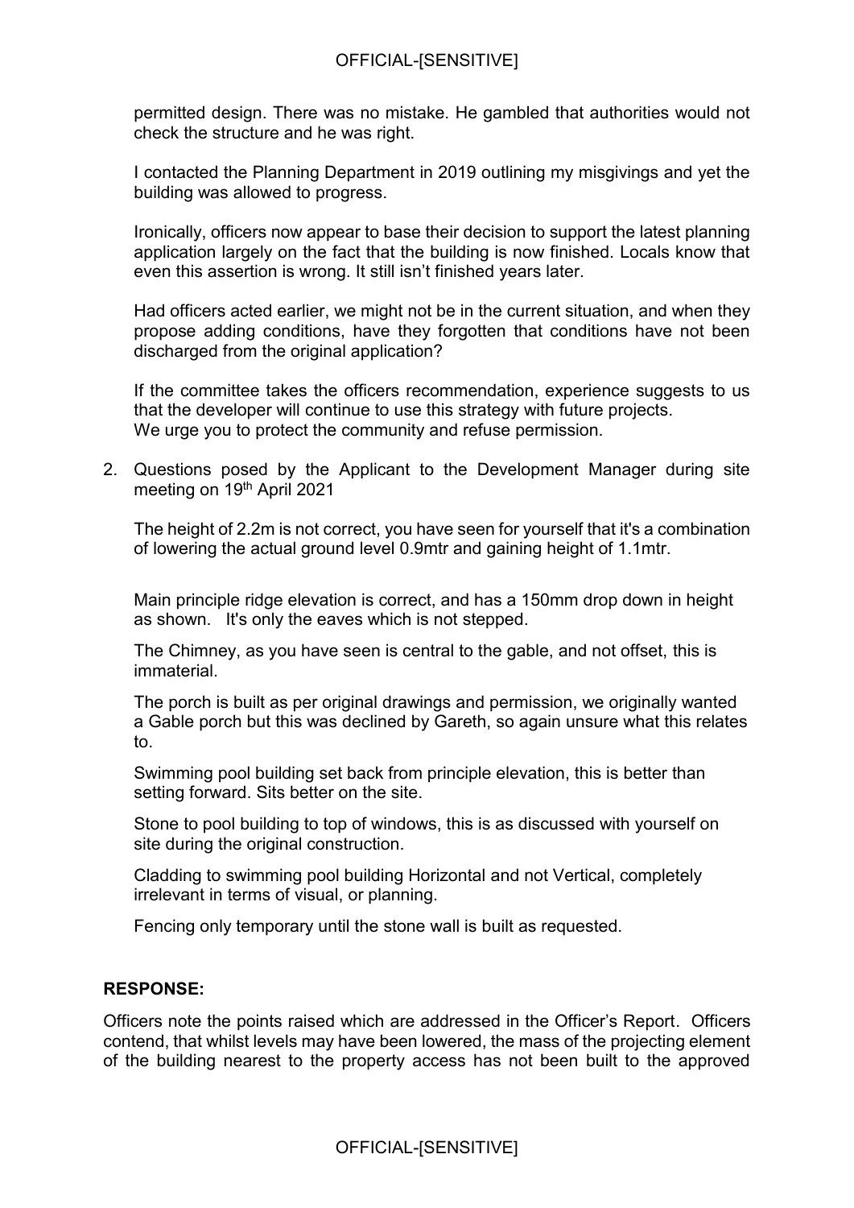permitted design. There was no mistake. He gambled that authorities would not check the structure and he was right.

I contacted the Planning Department in 2019 outlining my misgivings and yet the building was allowed to progress.

Ironically, officers now appear to base their decision to support the latest planning application largely on the fact that the building is now finished. Locals know that even this assertion is wrong. It still isn't finished years later.

Had officers acted earlier, we might not be in the current situation, and when they propose adding conditions, have they forgotten that conditions have not been discharged from the original application?

If the committee takes the officers recommendation, experience suggests to us that the developer will continue to use this strategy with future projects.
We urge you to protect the community and refuse permission.

2. Questions posed by the Applicant to the Development Manager during site meeting on 19th April 2021

   The height of 2.2m is not correct, you have seen for yourself that it's a combination of lowering the actual ground level 0.9mtr and gaining height of 1.1mtr.

   Main principle ridge elevation is correct, and has a 150mm drop down in height as shown. It's only the eaves which is not stepped.

   The Chimney, as you have seen is central to the gable, and not offset, this is immaterial.

   The porch is built as per original drawings and permission, we originally wanted a Gable porch but this was declined by Gareth, so again unsure what this relates to.

   Swimming pool building set back from principle elevation, this is better than setting forward. Sits better on the site.

   Stone to pool building to top of windows, this is as discussed with yourself on site during the original construction.

   Cladding to swimming pool building Horizontal and not Vertical, completely irrelevant in terms of visual, or planning.

   Fencing only temporary until the stone wall is built as requested.

**RESPONSE:**

Officers note the points raised which are addressed in the Officer's Report. Officers contend, that whilst levels may have been lowered, the mass of the projecting element of the building nearest to the property access has not been built to the approved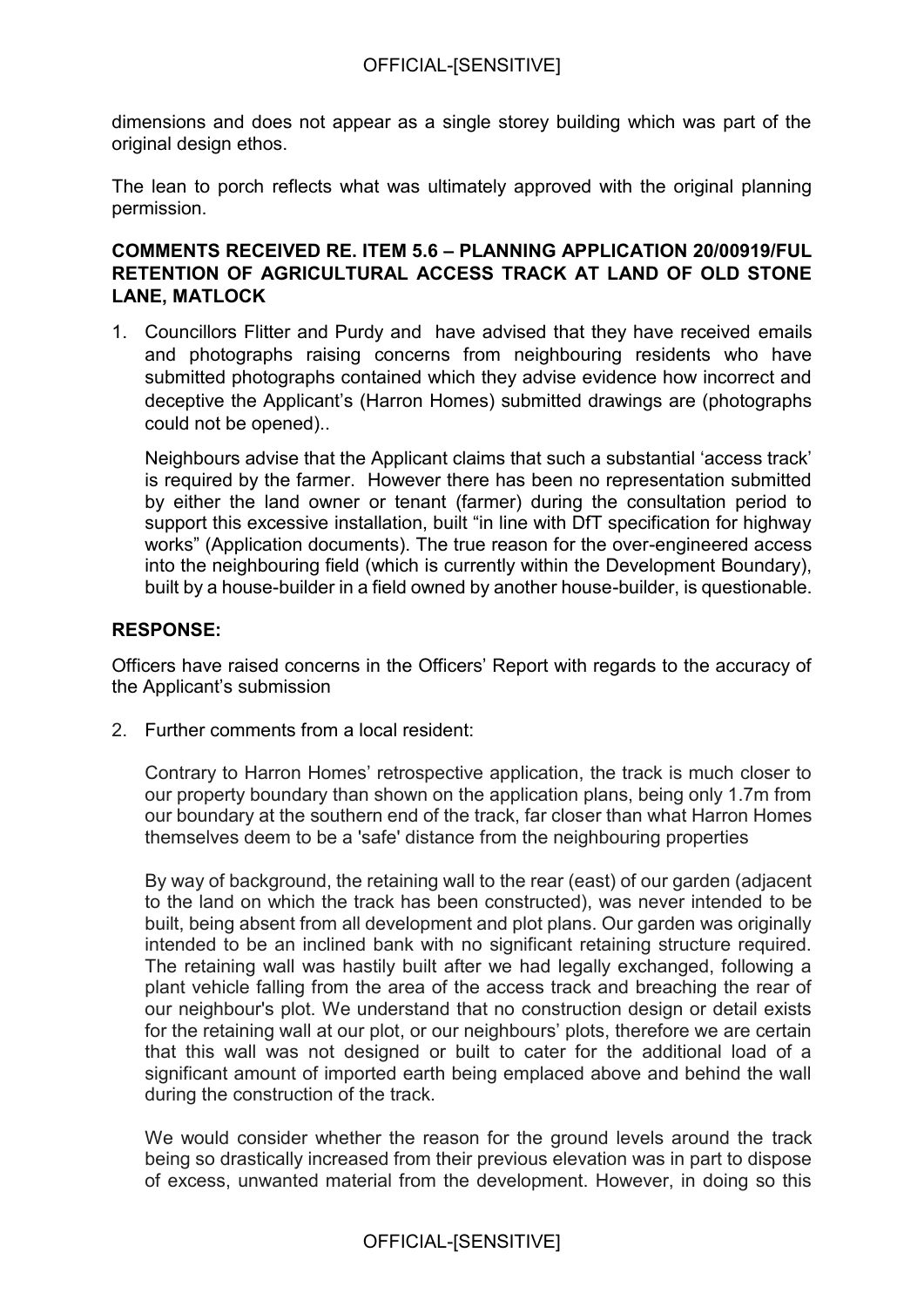dimensions and does not appear as a single storey building which was part of the original design ethos.

The lean to porch reflects what was ultimately approved with the original planning permission.

**COMMENTS RECEIVED RE. ITEM 5.6 – PLANNING APPLICATION 20/00919/FUL RETENTION OF AGRICULTURAL ACCESS TRACK AT LAND OF OLD STONE LANE, MATLOCK**

1. Councillors Flitter and Purdy and have advised that they have received emails and photographs raising concerns from neighbouring residents who have submitted photographs contained which they advise evidence how incorrect and deceptive the Applicant's (Harron Homes) submitted drawings are (photographs could not be opened)..

   Neighbours advise that the Applicant claims that such a substantial 'access track' is required by the farmer. However there has been no representation submitted by either the land owner or tenant (farmer) during the consultation period to support this excessive installation, built "in line with DfT specification for highway works" (Application documents). The true reason for the over-engineered access into the neighbouring field (which is currently within the Development Boundary), built by a house-builder in a field owned by another house-builder, is questionable.

**RESPONSE:**

Officers have raised concerns in the Officers' Report with regards to the accuracy of the Applicant's submission

2. Further comments from a local resident:

   Contrary to Harron Homes' retrospective application, the track is much closer to our property boundary than shown on the application plans, being only 1.7m from our boundary at the southern end of the track, far closer than what Harron Homes themselves deem to be a 'safe' distance from the neighbouring properties

   By way of background, the retaining wall to the rear (east) of our garden (adjacent to the land on which the track has been constructed), was never intended to be built, being absent from all development and plot plans. Our garden was originally intended to be an inclined bank with no significant retaining structure required. The retaining wall was hastily built after we had legally exchanged, following a plant vehicle falling from the area of the access track and breaching the rear of our neighbour's plot. We understand that no construction design or detail exists for the retaining wall at our plot, or our neighbours' plots, therefore we are certain that this wall was not designed or built to cater for the additional load of a significant amount of imported earth being emplaced above and behind the wall during the construction of the track.

   We would consider whether the reason for the ground levels around the track being so drastically increased from their previous elevation was in part to dispose of excess, unwanted material from the development. However, in doing so this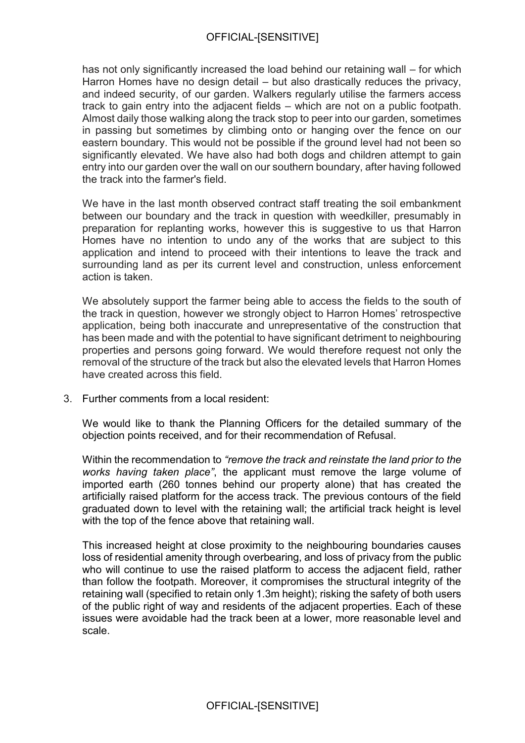has not only significantly increased the load behind our retaining wall – for which Harron Homes have no design detail – but also drastically reduces the privacy, and indeed security, of our garden. Walkers regularly utilise the farmers access track to gain entry into the adjacent fields – which are not on a public footpath. Almost daily those walking along the track stop to peer into our garden, sometimes in passing but sometimes by climbing onto or hanging over the fence on our eastern boundary. This would not be possible if the ground level had not been so significantly elevated. We have also had both dogs and children attempt to gain entry into our garden over the wall on our southern boundary, after having followed the track into the farmer's field.

We have in the last month observed contract staff treating the soil embankment between our boundary and the track in question with weedkiller, presumably in preparation for replanting works, however this is suggestive to us that Harron Homes have no intention to undo any of the works that are subject to this application and intend to proceed with their intentions to leave the track and surrounding land as per its current level and construction, unless enforcement action is taken.

We absolutely support the farmer being able to access the fields to the south of the track in question, however we strongly object to Harron Homes' retrospective application, being both inaccurate and unrepresentative of the construction that has been made and with the potential to have significant detriment to neighbouring properties and persons going forward. We would therefore request not only the removal of the structure of the track but also the elevated levels that Harron Homes have created across this field.

3. Further comments from a local resident:

   We would like to thank the Planning Officers for the detailed summary of the objection points received, and for their recommendation of Refusal.

   Within the recommendation to *"remove the track and reinstate the land prior to the works having taken place"*, the applicant must remove the large volume of imported earth (260 tonnes behind our property alone) that has created the artificially raised platform for the access track. The previous contours of the field graduated down to level with the retaining wall; the artificial track height is level with the top of the fence above that retaining wall.

   This increased height at close proximity to the neighbouring boundaries causes loss of residential amenity through overbearing, and loss of privacy from the public who will continue to use the raised platform to access the adjacent field, rather than follow the footpath. Moreover, it compromises the structural integrity of the retaining wall (specified to retain only 1.3m height); risking the safety of both users of the public right of way and residents of the adjacent properties. Each of these issues were avoidable had the track been at a lower, more reasonable level and scale.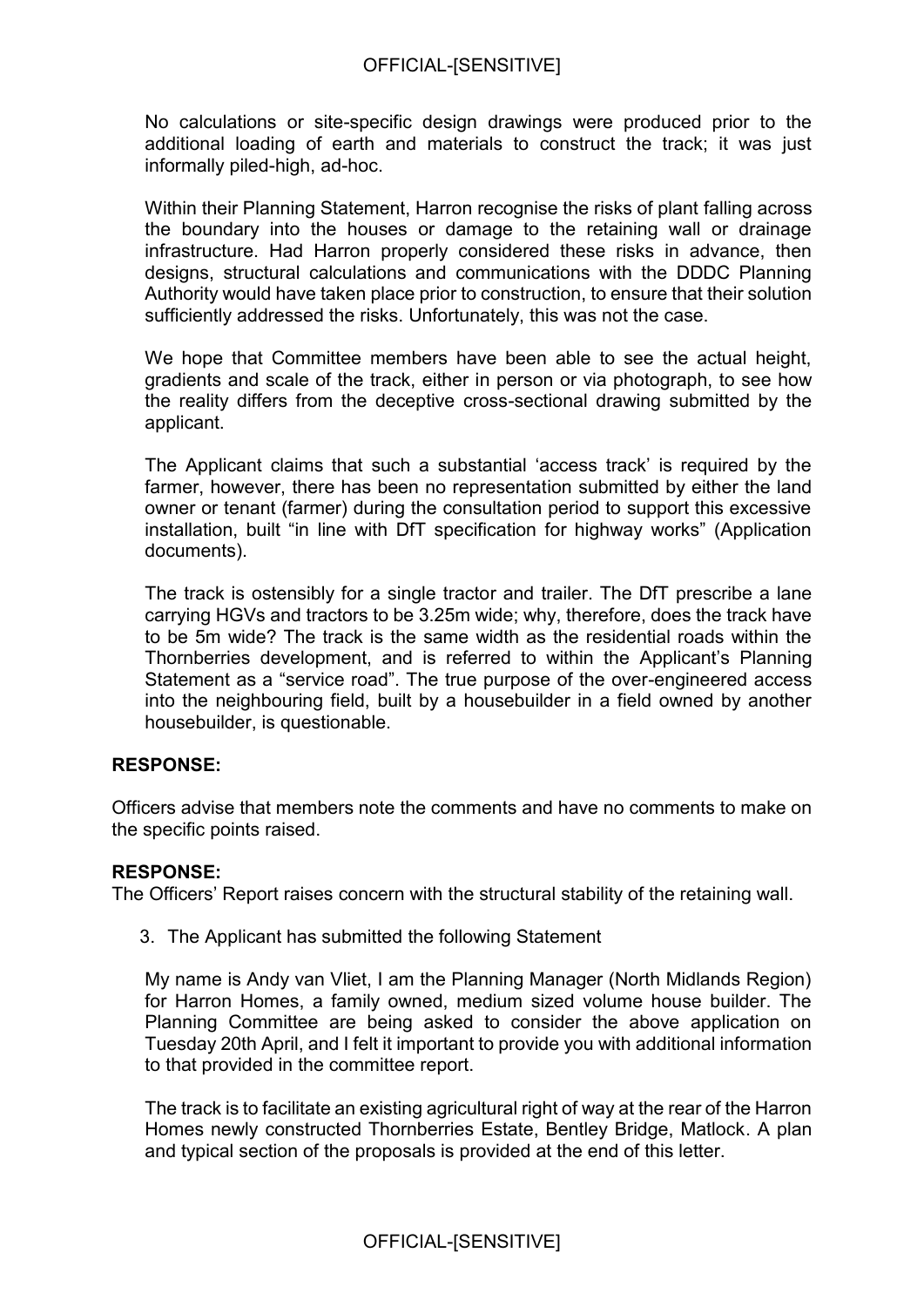No calculations or site-specific design drawings were produced prior to the additional loading of earth and materials to construct the track; it was just informally piled-high, ad-hoc.

Within their Planning Statement, Harron recognise the risks of plant falling across the boundary into the houses or damage to the retaining wall or drainage infrastructure. Had Harron properly considered these risks in advance, then designs, structural calculations and communications with the DDDC Planning Authority would have taken place prior to construction, to ensure that their solution sufficiently addressed the risks. Unfortunately, this was not the case.

We hope that Committee members have been able to see the actual height, gradients and scale of the track, either in person or via photograph, to see how the reality differs from the deceptive cross-sectional drawing submitted by the applicant.

The Applicant claims that such a substantial 'access track' is required by the farmer, however, there has been no representation submitted by either the land owner or tenant (farmer) during the consultation period to support this excessive installation, built "in line with DfT specification for highway works" (Application documents).

The track is ostensibly for a single tractor and trailer. The DfT prescribe a lane carrying HGVs and tractors to be 3.25m wide; why, therefore, does the track have to be 5m wide? The track is the same width as the residential roads within the Thornberries development, and is referred to within the Applicant's Planning Statement as a "service road". The true purpose of the over-engineered access into the neighbouring field, built by a housebuilder in a field owned by another housebuilder, is questionable.

**RESPONSE:**

Officers advise that members note the comments and have no comments to make on the specific points raised.

**RESPONSE:**

The Officers' Report raises concern with the structural stability of the retaining wall.

3. The Applicant has submitted the following Statement

My name is Andy van Vliet, I am the Planning Manager (North Midlands Region) for Harron Homes, a family owned, medium sized volume house builder. The Planning Committee are being asked to consider the above application on Tuesday 20th April, and I felt it important to provide you with additional information to that provided in the committee report.

The track is to facilitate an existing agricultural right of way at the rear of the Harron Homes newly constructed Thornberries Estate, Bentley Bridge, Matlock. A plan and typical section of the proposals is provided at the end of this letter.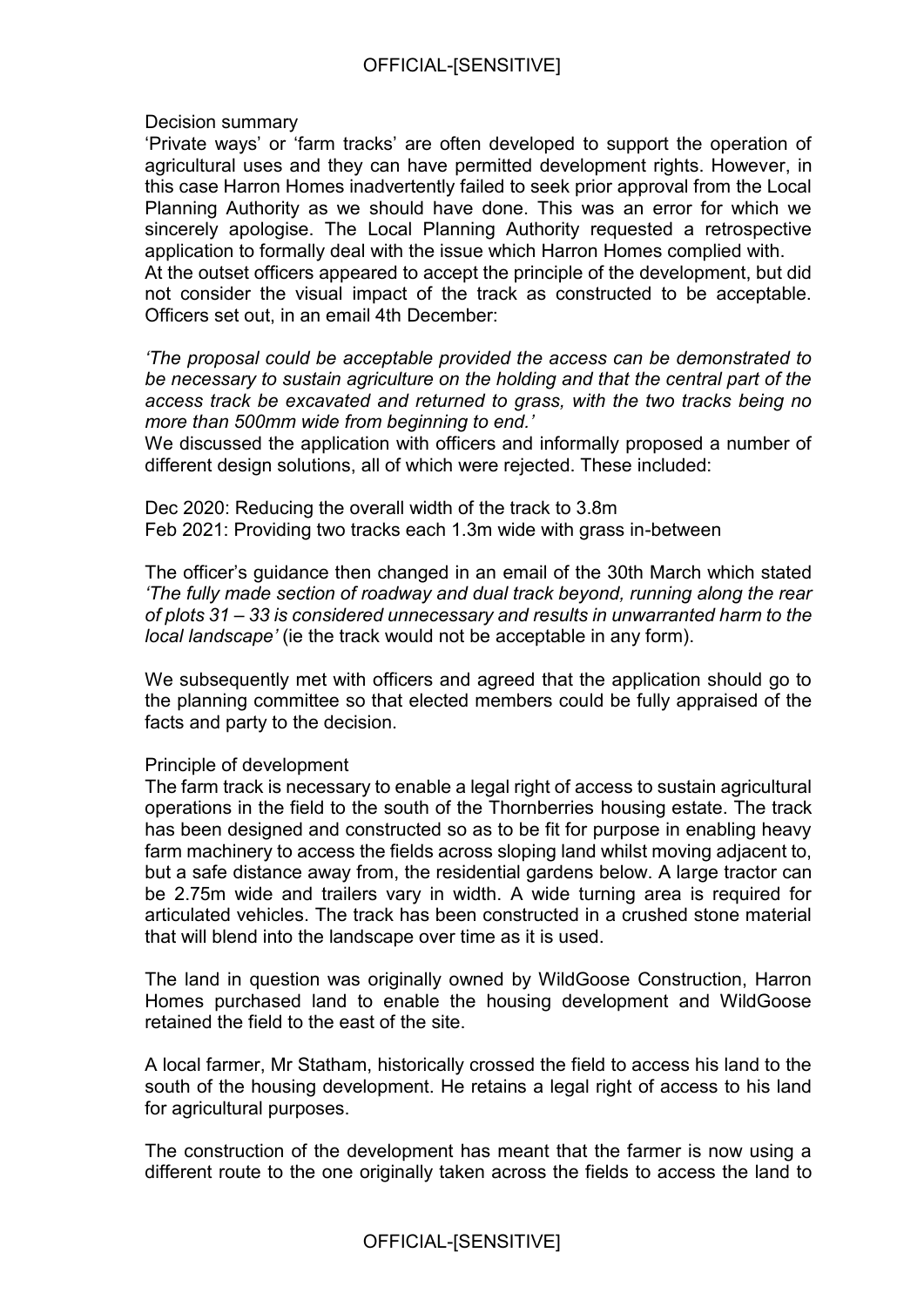Decision summary

'Private ways' or 'farm tracks' are often developed to support the operation of agricultural uses and they can have permitted development rights. However, in this case Harron Homes inadvertently failed to seek prior approval from the Local Planning Authority as we should have done. This was an error for which we sincerely apologise. The Local Planning Authority requested a retrospective application to formally deal with the issue which Harron Homes complied with.

At the outset officers appeared to accept the principle of the development, but did not consider the visual impact of the track as constructed to be acceptable. Officers set out, in an email 4th December:

*'The proposal could be acceptable provided the access can be demonstrated to be necessary to sustain agriculture on the holding and that the central part of the access track be excavated and returned to grass, with the two tracks being no more than 500mm wide from beginning to end.'*

We discussed the application with officers and informally proposed a number of different design solutions, all of which were rejected. These included:

Dec 2020: Reducing the overall width of the track to 3.8m
Feb 2021: Providing two tracks each 1.3m wide with grass in-between

The officer's guidance then changed in an email of the 30th March which stated *'The fully made section of roadway and dual track beyond, running along the rear of plots 31 – 33 is considered unnecessary and results in unwarranted harm to the local landscape'* (ie the track would not be acceptable in any form).

We subsequently met with officers and agreed that the application should go to the planning committee so that elected members could be fully appraised of the facts and party to the decision.

Principle of development

The farm track is necessary to enable a legal right of access to sustain agricultural operations in the field to the south of the Thornberries housing estate. The track has been designed and constructed so as to be fit for purpose in enabling heavy farm machinery to access the fields across sloping land whilst moving adjacent to, but a safe distance away from, the residential gardens below. A large tractor can be 2.75m wide and trailers vary in width. A wide turning area is required for articulated vehicles. The track has been constructed in a crushed stone material that will blend into the landscape over time as it is used.

The land in question was originally owned by WildGoose Construction, Harron Homes purchased land to enable the housing development and WildGoose retained the field to the east of the site.

A local farmer, Mr Statham, historically crossed the field to access his land to the south of the housing development. He retains a legal right of access to his land for agricultural purposes.

The construction of the development has meant that the farmer is now using a different route to the one originally taken across the fields to access the land to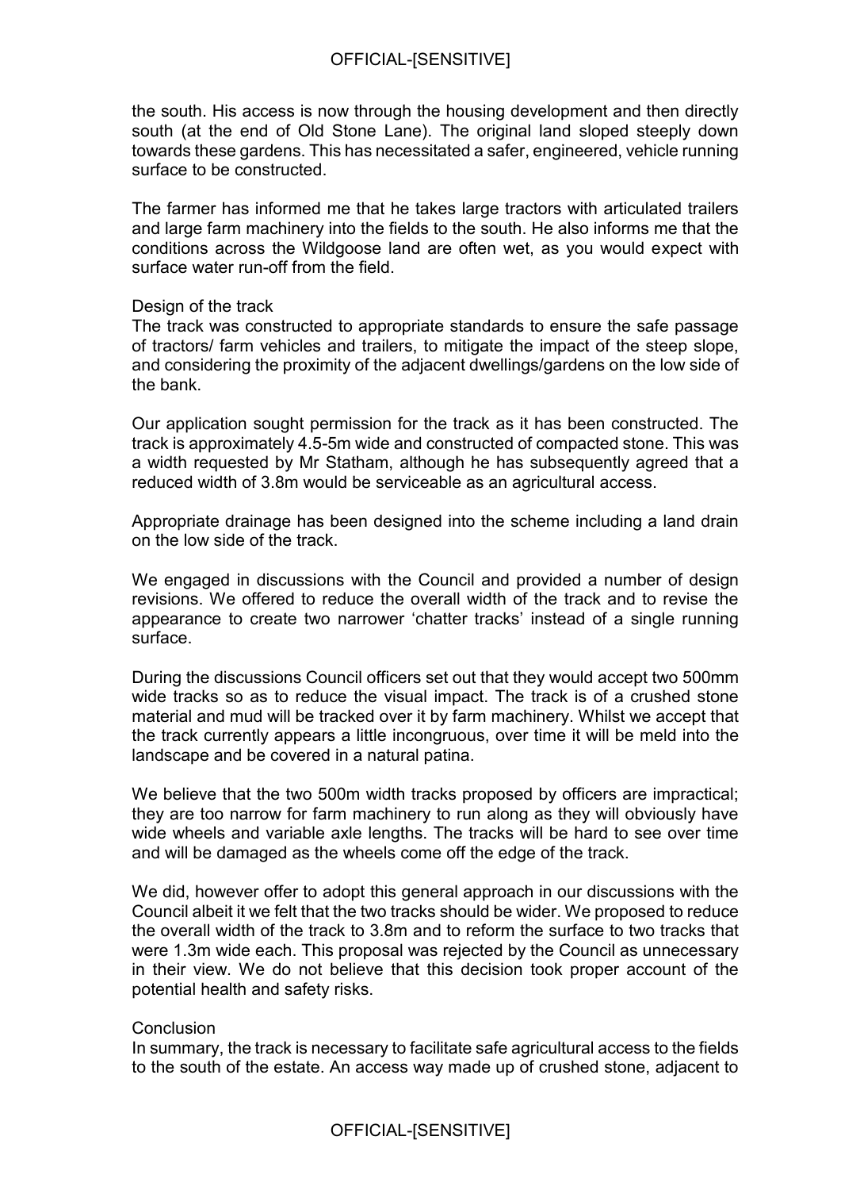the south. His access is now through the housing development and then directly south (at the end of Old Stone Lane). The original land sloped steeply down towards these gardens. This has necessitated a safer, engineered, vehicle running surface to be constructed.

The farmer has informed me that he takes large tractors with articulated trailers and large farm machinery into the fields to the south. He also informs me that the conditions across the Wildgoose land are often wet, as you would expect with surface water run-off from the field.

Design of the track

The track was constructed to appropriate standards to ensure the safe passage of tractors/ farm vehicles and trailers, to mitigate the impact of the steep slope, and considering the proximity of the adjacent dwellings/gardens on the low side of the bank.

Our application sought permission for the track as it has been constructed. The track is approximately 4.5-5m wide and constructed of compacted stone. This was a width requested by Mr Statham, although he has subsequently agreed that a reduced width of 3.8m would be serviceable as an agricultural access.

Appropriate drainage has been designed into the scheme including a land drain on the low side of the track.

We engaged in discussions with the Council and provided a number of design revisions. We offered to reduce the overall width of the track and to revise the appearance to create two narrower 'chatter tracks' instead of a single running surface.

During the discussions Council officers set out that they would accept two 500mm wide tracks so as to reduce the visual impact. The track is of a crushed stone material and mud will be tracked over it by farm machinery. Whilst we accept that the track currently appears a little incongruous, over time it will be meld into the landscape and be covered in a natural patina.

We believe that the two 500m width tracks proposed by officers are impractical; they are too narrow for farm machinery to run along as they will obviously have wide wheels and variable axle lengths. The tracks will be hard to see over time and will be damaged as the wheels come off the edge of the track.

We did, however offer to adopt this general approach in our discussions with the Council albeit it we felt that the two tracks should be wider. We proposed to reduce the overall width of the track to 3.8m and to reform the surface to two tracks that were 1.3m wide each. This proposal was rejected by the Council as unnecessary in their view. We do not believe that this decision took proper account of the potential health and safety risks.

Conclusion

In summary, the track is necessary to facilitate safe agricultural access to the fields to the south of the estate. An access way made up of crushed stone, adjacent to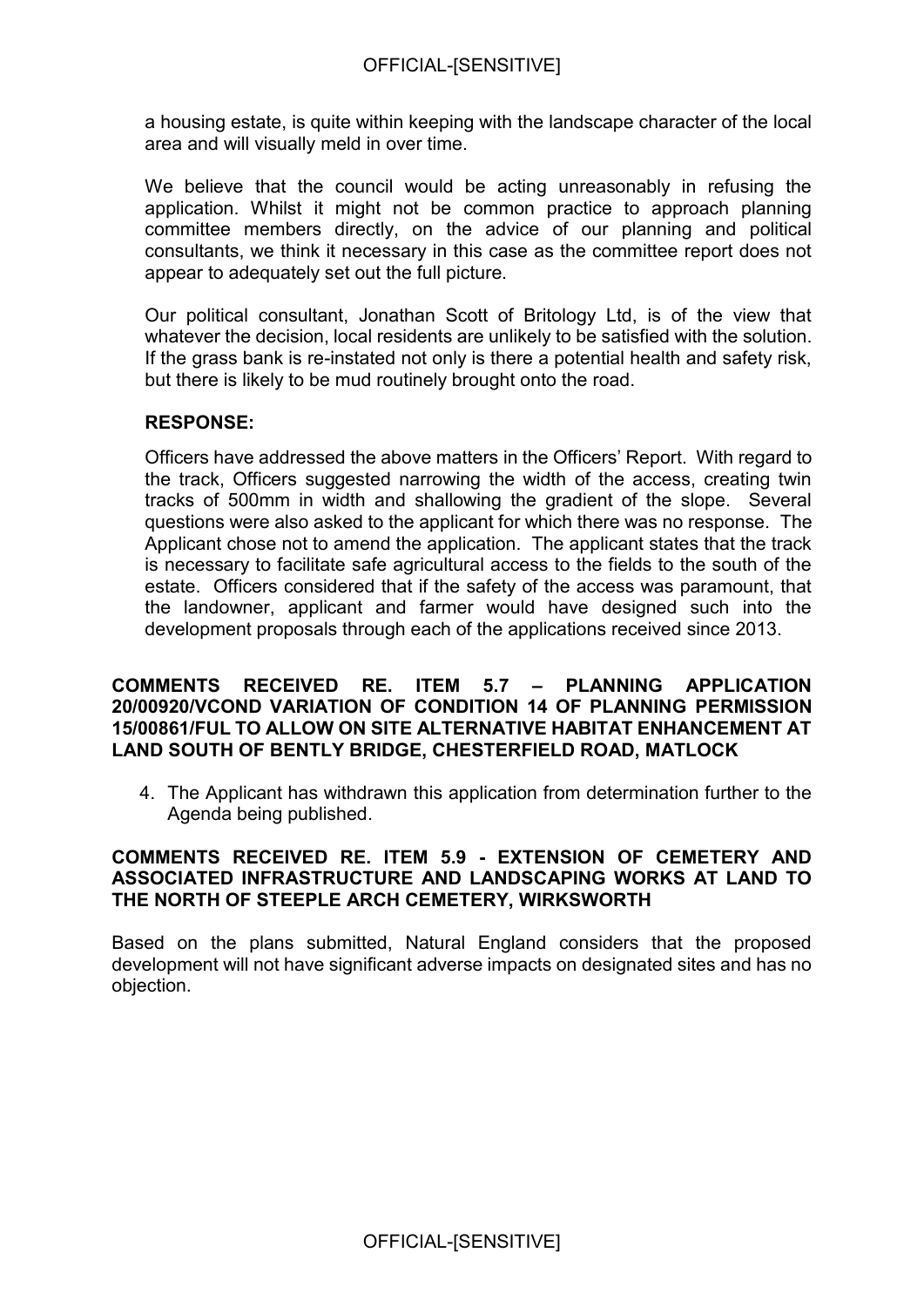a housing estate, is quite within keeping with the landscape character of the local area and will visually meld in over time.

We believe that the council would be acting unreasonably in refusing the application. Whilst it might not be common practice to approach planning committee members directly, on the advice of our planning and political consultants, we think it necessary in this case as the committee report does not appear to adequately set out the full picture.

Our political consultant, Jonathan Scott of Britology Ltd, is of the view that whatever the decision, local residents are unlikely to be satisfied with the solution. If the grass bank is re-instated not only is there a potential health and safety risk, but there is likely to be mud routinely brought onto the road.

**RESPONSE:**

Officers have addressed the above matters in the Officers' Report. With regard to the track, Officers suggested narrowing the width of the access, creating twin tracks of 500mm in width and shallowing the gradient of the slope. Several questions were also asked to the applicant for which there was no response. The Applicant chose not to amend the application. The applicant states that the track is necessary to facilitate safe agricultural access to the fields to the south of the estate. Officers considered that if the safety of the access was paramount, that the landowner, applicant and farmer would have designed such into the development proposals through each of the applications received since 2013.

**COMMENTS RECEIVED RE. ITEM 5.7 – PLANNING APPLICATION 20/00920/VCOND VARIATION OF CONDITION 14 OF PLANNING PERMISSION 15/00861/FUL TO ALLOW ON SITE ALTERNATIVE HABITAT ENHANCEMENT AT LAND SOUTH OF BENTLY BRIDGE, CHESTERFIELD ROAD, MATLOCK**

4. The Applicant has withdrawn this application from determination further to the Agenda being published.

**COMMENTS RECEIVED RE. ITEM 5.9 - EXTENSION OF CEMETERY AND ASSOCIATED INFRASTRUCTURE AND LANDSCAPING WORKS AT LAND TO THE NORTH OF STEEPLE ARCH CEMETERY, WIRKSWORTH**

Based on the plans submitted, Natural England considers that the proposed development will not have significant adverse impacts on designated sites and has no objection.